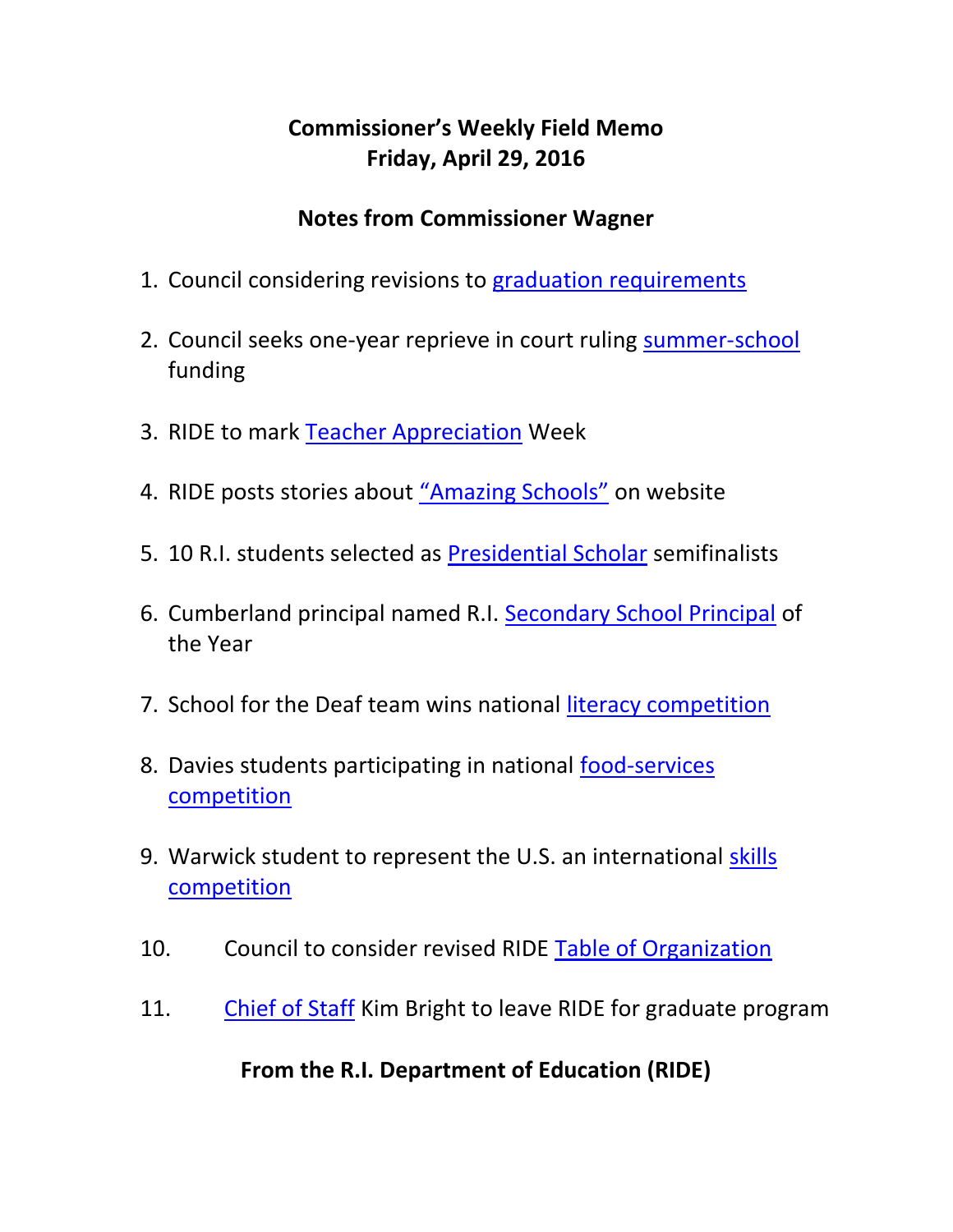# Commissioner's Weekly Field Memo
## Friday, April 29, 2016

## Notes from Commissioner Wagner

1. Council considering revisions to graduation requirements
2. Council seeks one-year reprieve in court ruling summer-school funding
3. RIDE to mark Teacher Appreciation Week
4. RIDE posts stories about "Amazing Schools" on website
5. 10 R.I. students selected as Presidential Scholar semifinalists
6. Cumberland principal named R.I. Secondary School Principal of the Year
7. School for the Deaf team wins national literacy competition
8. Davies students participating in national food-services competition
9. Warwick student to represent the U.S. an international skills competition
10. Council to consider revised RIDE Table of Organization
11. Chief of Staff Kim Bright to leave RIDE for graduate program

## From the R.I. Department of Education (RIDE)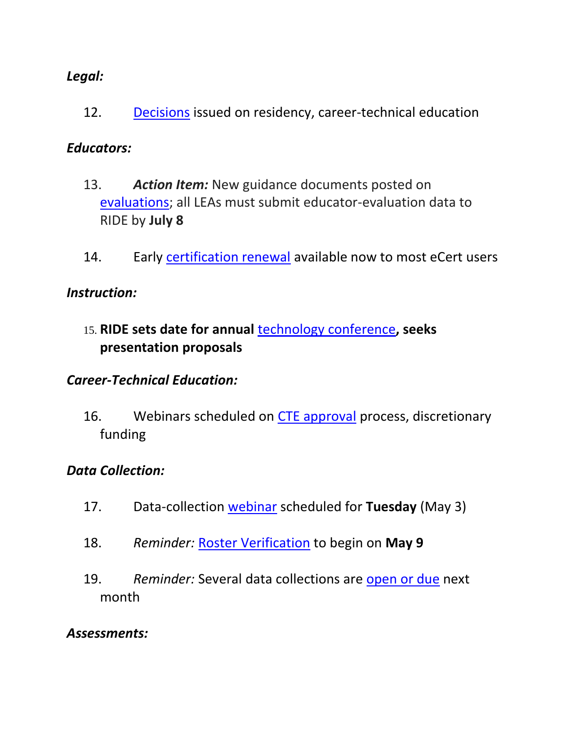***Legal:***

12. [Decisions](#) issued on residency, career-technical education

***Educators:***

13. ***Action Item:*** New guidance documents posted on [evaluations](#); all LEAs must submit educator-evaluation data to RIDE by **July 8**

14. Early [certification renewal](#) available now to most eCert users

***Instruction:***

15. **RIDE sets date for annual [technology conference](#), seeks presentation proposals**

***Career-Technical Education:***

16. Webinars scheduled on [CTE approval](#) process, discretionary funding

***Data Collection:***

17. Data-collection [webinar](#) scheduled for **Tuesday** (May 3)

18. *Reminder:* [Roster Verification](#) to begin on **May 9**

19. *Reminder:* Several data collections are [open or due](#) next month

***Assessments:***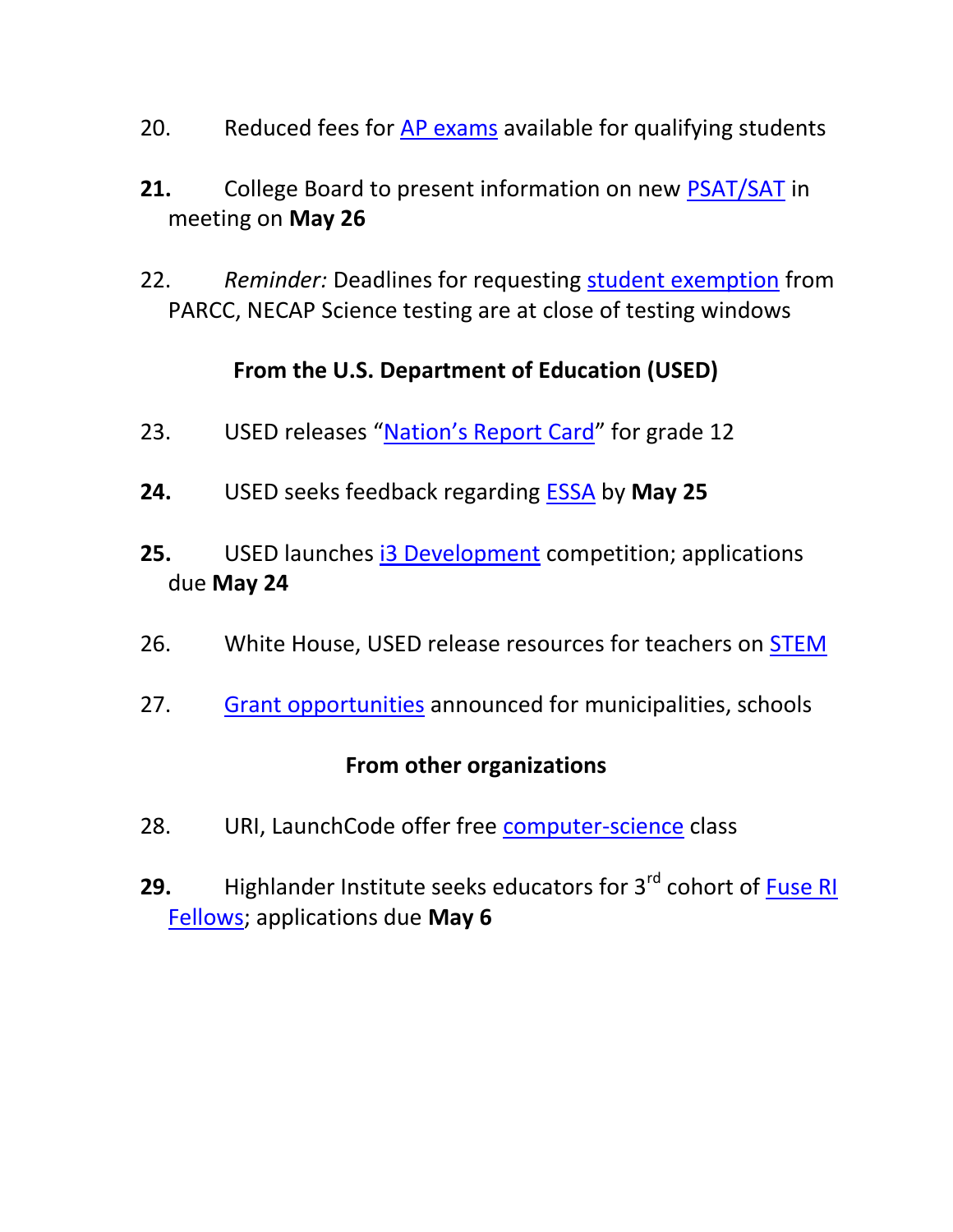20. Reduced fees for AP exams available for qualifying students

**21.** College Board to present information on new PSAT/SAT in meeting on **May 26**

22. *Reminder:* Deadlines for requesting student exemption from PARCC, NECAP Science testing are at close of testing windows

**From the U.S. Department of Education (USED)**

23. USED releases "Nation's Report Card" for grade 12

**24.** USED seeks feedback regarding ESSA by **May 25**

**25.** USED launches i3 Development competition; applications due **May 24**

26. White House, USED release resources for teachers on STEM

27. Grant opportunities announced for municipalities, schools

**From other organizations**

28. URI, LaunchCode offer free computer-science class

**29.** Highlander Institute seeks educators for 3rd cohort of Fuse RI Fellows; applications due **May 6**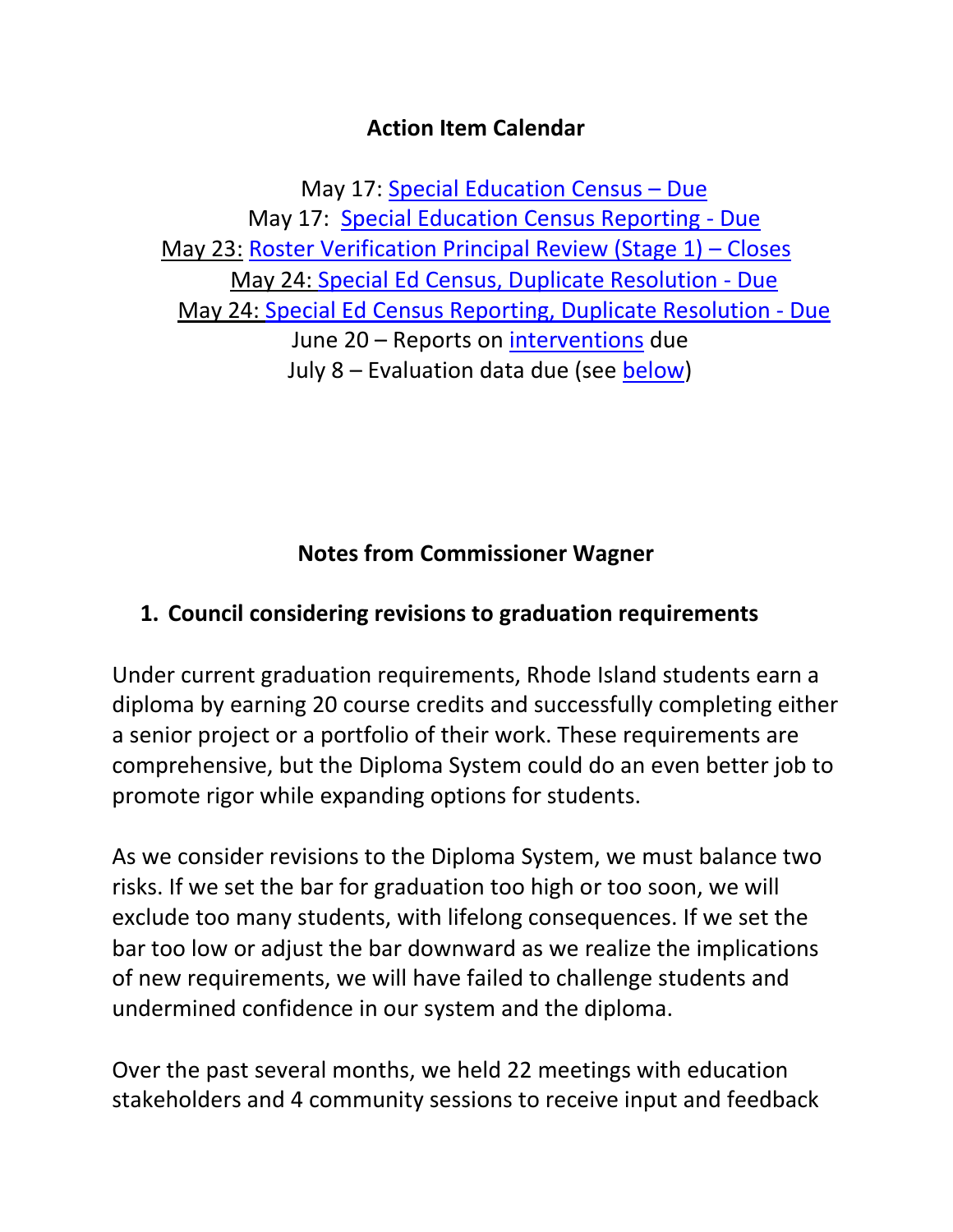## Action Item Calendar

May 17: Special Education Census – Due
May 17: Special Education Census Reporting - Due
May 23: Roster Verification Principal Review (Stage 1) – Closes
May 24: Special Ed Census, Duplicate Resolution - Due
May 24: Special Ed Census Reporting, Duplicate Resolution - Due
June 20 – Reports on interventions due
July 8 – Evaluation data due (see below)

## Notes from Commissioner Wagner

### 1. Council considering revisions to graduation requirements

Under current graduation requirements, Rhode Island students earn a diploma by earning 20 course credits and successfully completing either a senior project or a portfolio of their work. These requirements are comprehensive, but the Diploma System could do an even better job to promote rigor while expanding options for students.

As we consider revisions to the Diploma System, we must balance two risks. If we set the bar for graduation too high or too soon, we will exclude too many students, with lifelong consequences. If we set the bar too low or adjust the bar downward as we realize the implications of new requirements, we will have failed to challenge students and undermined confidence in our system and the diploma.

Over the past several months, we held 22 meetings with education stakeholders and 4 community sessions to receive input and feedback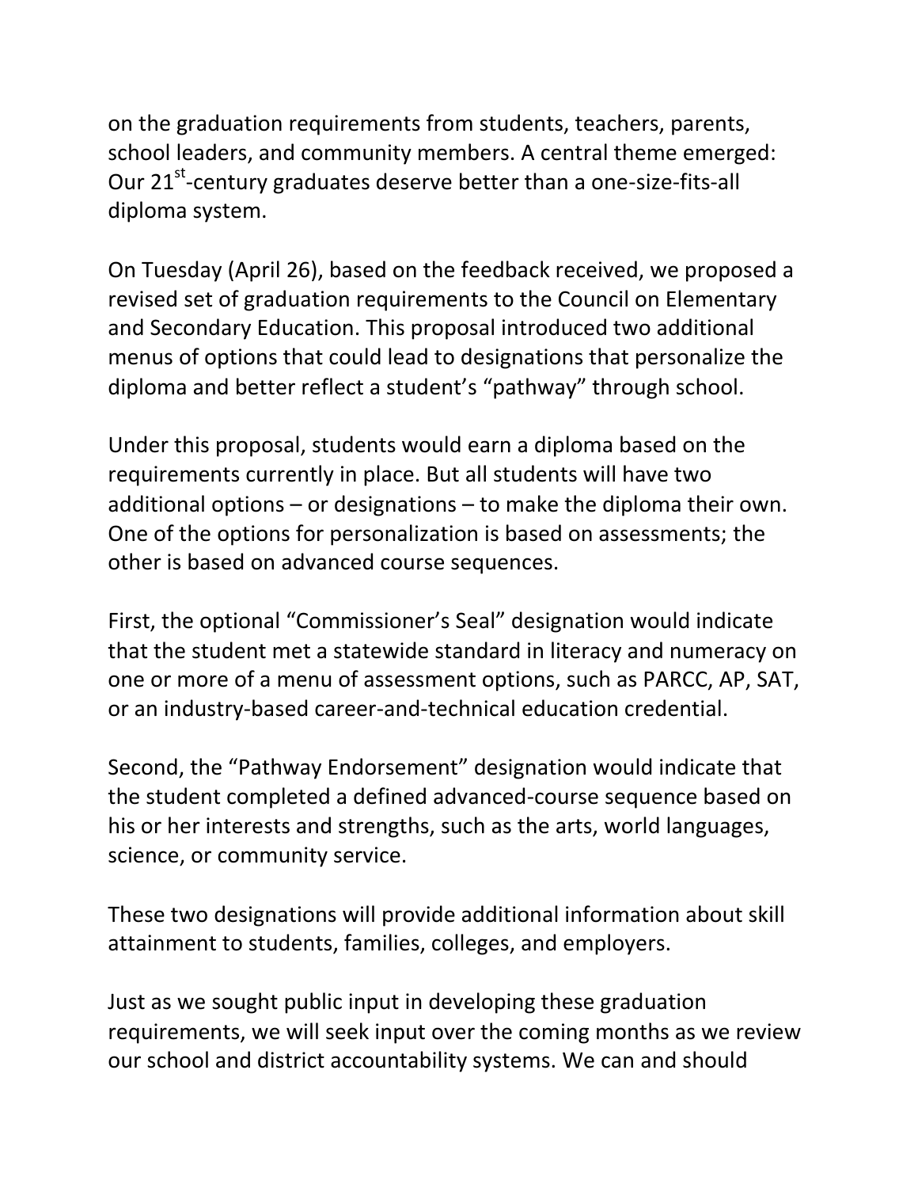on the graduation requirements from students, teachers, parents, school leaders, and community members. A central theme emerged: Our 21st-century graduates deserve better than a one-size-fits-all diploma system.

On Tuesday (April 26), based on the feedback received, we proposed a revised set of graduation requirements to the Council on Elementary and Secondary Education. This proposal introduced two additional menus of options that could lead to designations that personalize the diploma and better reflect a student's "pathway" through school.

Under this proposal, students would earn a diploma based on the requirements currently in place. But all students will have two additional options – or designations – to make the diploma their own. One of the options for personalization is based on assessments; the other is based on advanced course sequences.

First, the optional "Commissioner's Seal" designation would indicate that the student met a statewide standard in literacy and numeracy on one or more of a menu of assessment options, such as PARCC, AP, SAT, or an industry-based career-and-technical education credential.

Second, the "Pathway Endorsement" designation would indicate that the student completed a defined advanced-course sequence based on his or her interests and strengths, such as the arts, world languages, science, or community service.

These two designations will provide additional information about skill attainment to students, families, colleges, and employers.

Just as we sought public input in developing these graduation requirements, we will seek input over the coming months as we review our school and district accountability systems. We can and should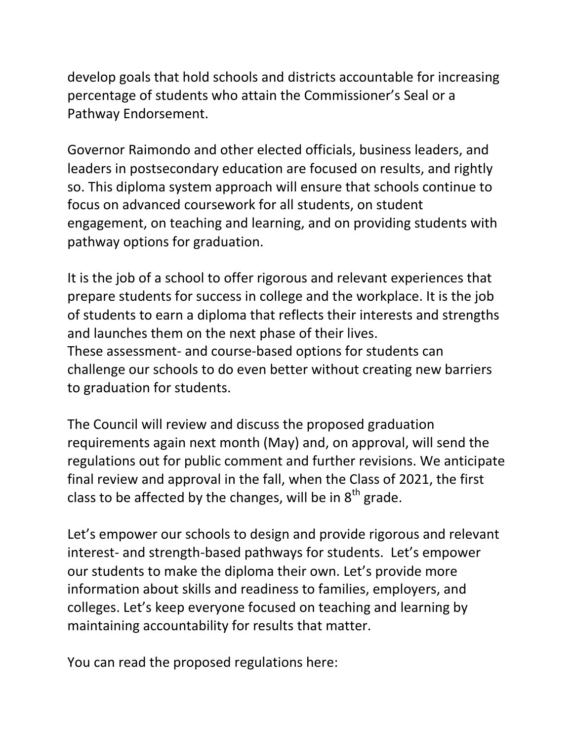develop goals that hold schools and districts accountable for increasing percentage of students who attain the Commissioner's Seal or a Pathway Endorsement.

Governor Raimondo and other elected officials, business leaders, and leaders in postsecondary education are focused on results, and rightly so. This diploma system approach will ensure that schools continue to focus on advanced coursework for all students, on student engagement, on teaching and learning, and on providing students with pathway options for graduation.

It is the job of a school to offer rigorous and relevant experiences that prepare students for success in college and the workplace. It is the job of students to earn a diploma that reflects their interests and strengths and launches them on the next phase of their lives.
These assessment- and course-based options for students can challenge our schools to do even better without creating new barriers to graduation for students.

The Council will review and discuss the proposed graduation requirements again next month (May) and, on approval, will send the regulations out for public comment and further revisions. We anticipate final review and approval in the fall, when the Class of 2021, the first class to be affected by the changes, will be in 8th grade.

Let's empower our schools to design and provide rigorous and relevant interest- and strength-based pathways for students. Let's empower our students to make the diploma their own. Let's provide more information about skills and readiness to families, employers, and colleges. Let's keep everyone focused on teaching and learning by maintaining accountability for results that matter.

You can read the proposed regulations here: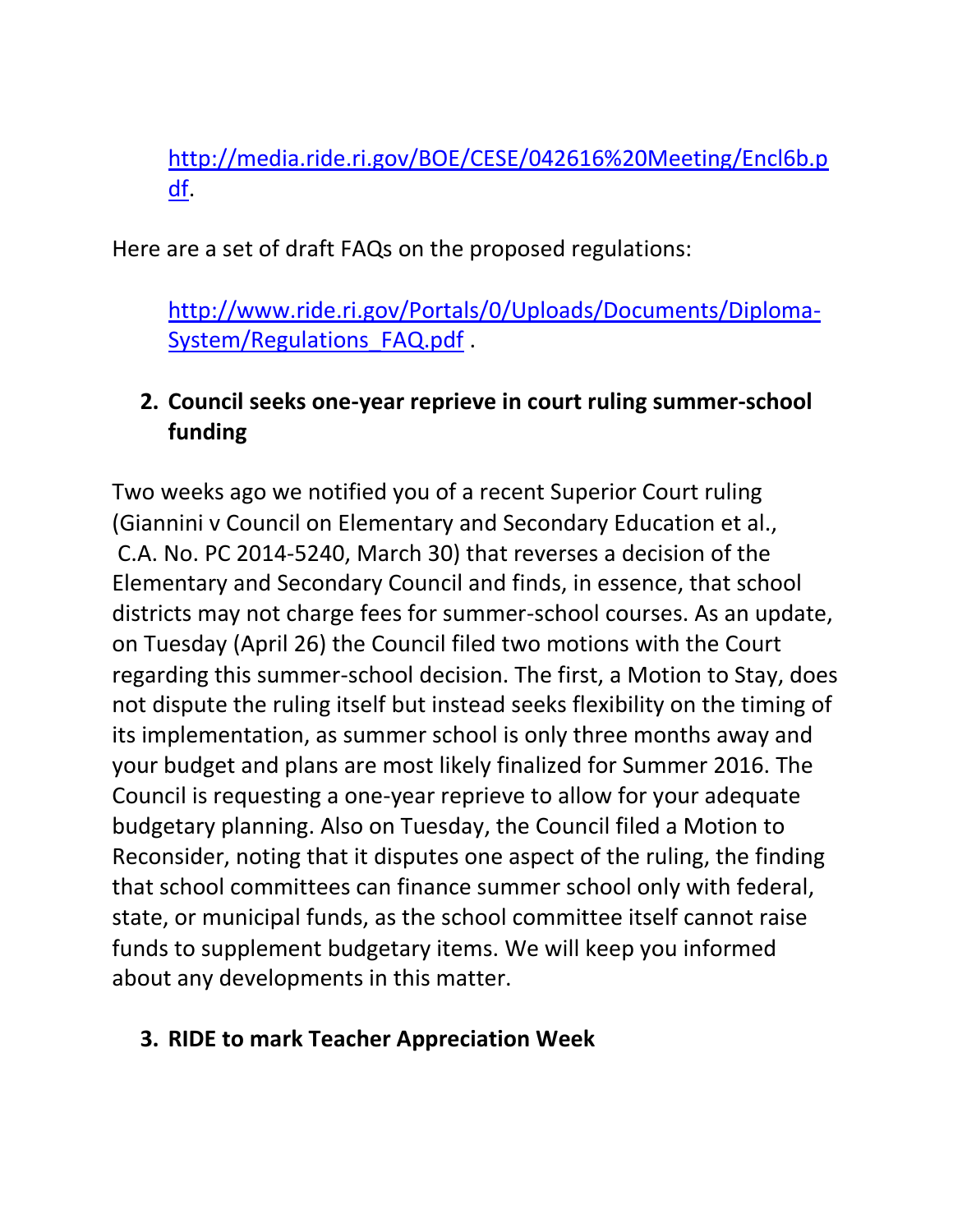http://media.ride.ri.gov/BOE/CESE/042616%20Meeting/Encl6b.pdf.

Here are a set of draft FAQs on the proposed regulations:

http://www.ride.ri.gov/Portals/0/Uploads/Documents/Diploma-System/Regulations_FAQ.pdf .

2. **Council seeks one-year reprieve in court ruling summer-school funding**

Two weeks ago we notified you of a recent Superior Court ruling (Giannini v Council on Elementary and Secondary Education et al., C.A. No. PC 2014-5240, March 30) that reverses a decision of the Elementary and Secondary Council and finds, in essence, that school districts may not charge fees for summer-school courses. As an update, on Tuesday (April 26) the Council filed two motions with the Court regarding this summer-school decision. The first, a Motion to Stay, does not dispute the ruling itself but instead seeks flexibility on the timing of its implementation, as summer school is only three months away and your budget and plans are most likely finalized for Summer 2016. The Council is requesting a one-year reprieve to allow for your adequate budgetary planning. Also on Tuesday, the Council filed a Motion to Reconsider, noting that it disputes one aspect of the ruling, the finding that school committees can finance summer school only with federal, state, or municipal funds, as the school committee itself cannot raise funds to supplement budgetary items. We will keep you informed about any developments in this matter.

3. **RIDE to mark Teacher Appreciation Week**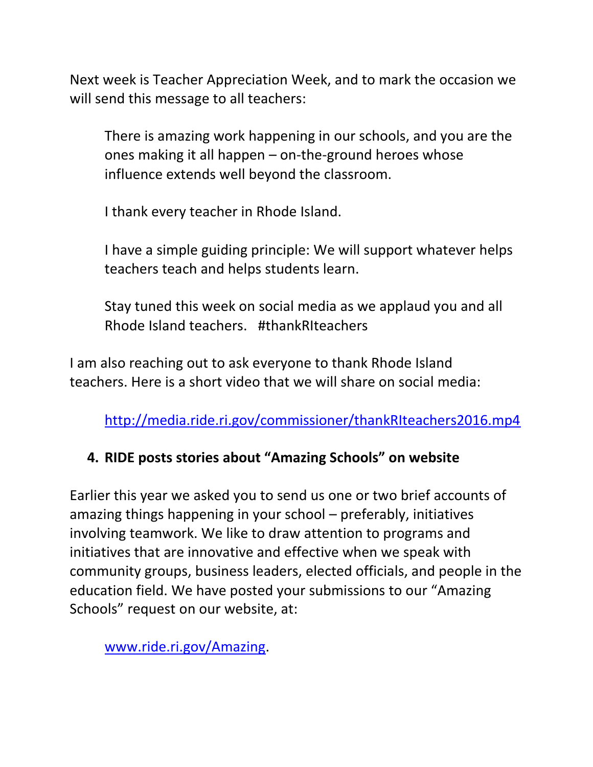Next week is Teacher Appreciation Week, and to mark the occasion we will send this message to all teachers:

> There is amazing work happening in our schools, and you are the ones making it all happen – on-the-ground heroes whose influence extends well beyond the classroom.
>
> I thank every teacher in Rhode Island.
>
> I have a simple guiding principle: We will support whatever helps teachers teach and helps students learn.
>
> Stay tuned this week on social media as we applaud you and all Rhode Island teachers.   #thankRIteachers

I am also reaching out to ask everyone to thank Rhode Island teachers. Here is a short video that we will share on social media:

> [http://media.ride.ri.gov/commissioner/thankRIteachers2016.mp4](http://media.ride.ri.gov/commissioner/thankRIteachers2016.mp4)

## 4. RIDE posts stories about "Amazing Schools" on website

Earlier this year we asked you to send us one or two brief accounts of amazing things happening in your school – preferably, initiatives involving teamwork. We like to draw attention to programs and initiatives that are innovative and effective when we speak with community groups, business leaders, elected officials, and people in the education field. We have posted your submissions to our "Amazing Schools" request on our website, at:

> [www.ride.ri.gov/Amazing](http://www.ride.ri.gov/Amazing).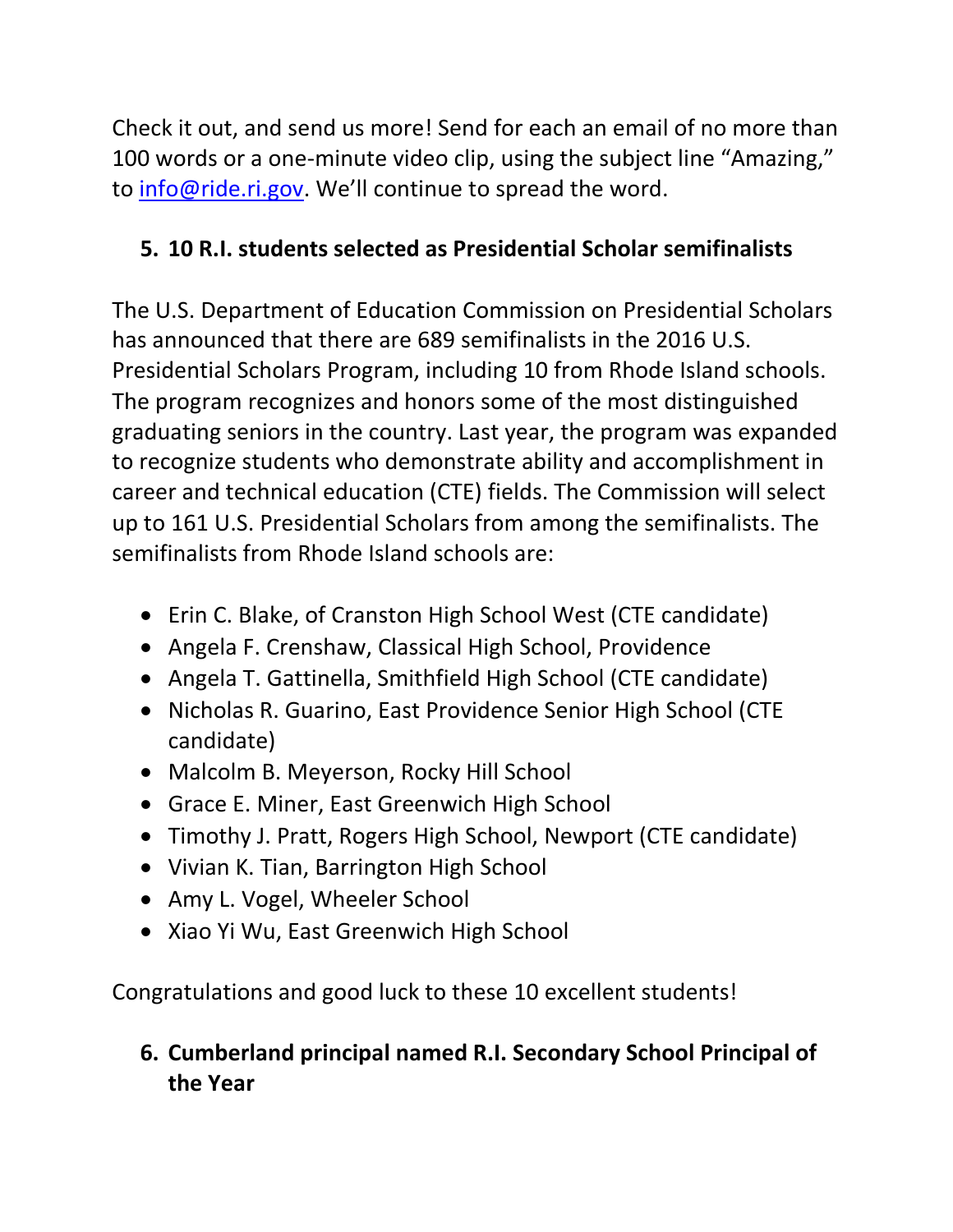Check it out, and send us more! Send for each an email of no more than 100 words or a one-minute video clip, using the subject line "Amazing," to info@ride.ri.gov. We'll continue to spread the word.

## 5. 10 R.I. students selected as Presidential Scholar semifinalists

The U.S. Department of Education Commission on Presidential Scholars has announced that there are 689 semifinalists in the 2016 U.S. Presidential Scholars Program, including 10 from Rhode Island schools. The program recognizes and honors some of the most distinguished graduating seniors in the country. Last year, the program was expanded to recognize students who demonstrate ability and accomplishment in career and technical education (CTE) fields. The Commission will select up to 161 U.S. Presidential Scholars from among the semifinalists. The semifinalists from Rhode Island schools are:

- Erin C. Blake, of Cranston High School West (CTE candidate)
- Angela F. Crenshaw, Classical High School, Providence
- Angela T. Gattinella, Smithfield High School (CTE candidate)
- Nicholas R. Guarino, East Providence Senior High School (CTE candidate)
- Malcolm B. Meyerson, Rocky Hill School
- Grace E. Miner, East Greenwich High School
- Timothy J. Pratt, Rogers High School, Newport (CTE candidate)
- Vivian K. Tian, Barrington High School
- Amy L. Vogel, Wheeler School
- Xiao Yi Wu, East Greenwich High School

Congratulations and good luck to these 10 excellent students!

## 6. Cumberland principal named R.I. Secondary School Principal of the Year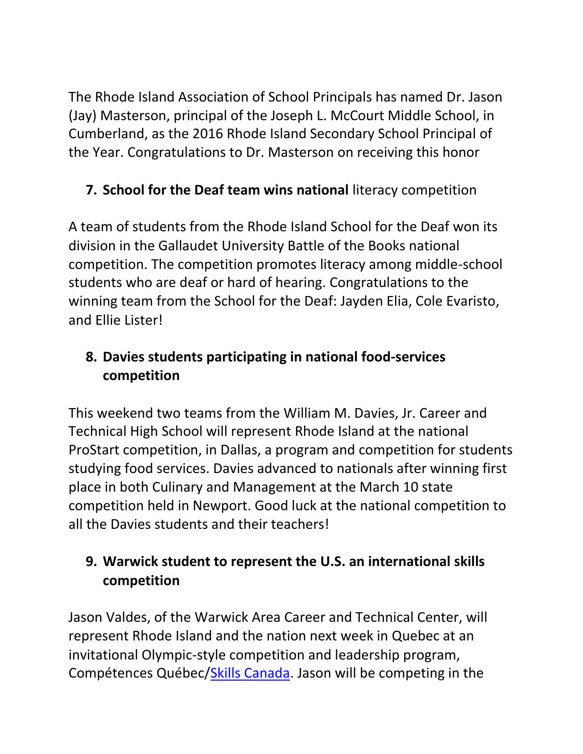The Rhode Island Association of School Principals has named Dr. Jason (Jay) Masterson, principal of the Joseph L. McCourt Middle School, in Cumberland, as the 2016 Rhode Island Secondary School Principal of the Year. Congratulations to Dr. Masterson on receiving this honor

7. **School for the Deaf team wins national** literacy competition

A team of students from the Rhode Island School for the Deaf won its division in the Gallaudet University Battle of the Books national competition. The competition promotes literacy among middle-school students who are deaf or hard of hearing. Congratulations to the winning team from the School for the Deaf: Jayden Elia, Cole Evaristo, and Ellie Lister!

8. **Davies students participating in national food-services competition**

This weekend two teams from the William M. Davies, Jr. Career and Technical High School will represent Rhode Island at the national ProStart competition, in Dallas, a program and competition for students studying food services. Davies advanced to nationals after winning first place in both Culinary and Management at the March 10 state competition held in Newport. Good luck at the national competition to all the Davies students and their teachers!

9. **Warwick student to represent the U.S. an international skills competition**

Jason Valdes, of the Warwick Area Career and Technical Center, will represent Rhode Island and the nation next week in Quebec at an invitational Olympic-style competition and leadership program, Compétences Québec/Skills Canada. Jason will be competing in the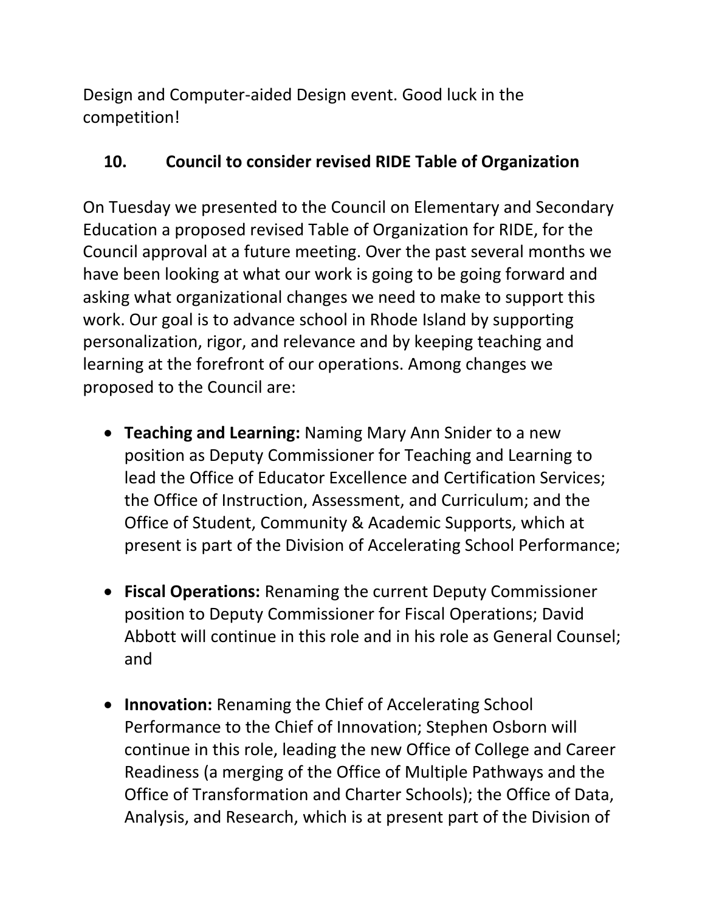Design and Computer-aided Design event. Good luck in the competition!

## 10. Council to consider revised RIDE Table of Organization

On Tuesday we presented to the Council on Elementary and Secondary Education a proposed revised Table of Organization for RIDE, for the Council approval at a future meeting. Over the past several months we have been looking at what our work is going to be going forward and asking what organizational changes we need to make to support this work. Our goal is to advance school in Rhode Island by supporting personalization, rigor, and relevance and by keeping teaching and learning at the forefront of our operations. Among changes we proposed to the Council are:

- **Teaching and Learning:** Naming Mary Ann Snider to a new position as Deputy Commissioner for Teaching and Learning to lead the Office of Educator Excellence and Certification Services; the Office of Instruction, Assessment, and Curriculum; and the Office of Student, Community & Academic Supports, which at present is part of the Division of Accelerating School Performance;

- **Fiscal Operations:** Renaming the current Deputy Commissioner position to Deputy Commissioner for Fiscal Operations; David Abbott will continue in this role and in his role as General Counsel; and

- **Innovation:** Renaming the Chief of Accelerating School Performance to the Chief of Innovation; Stephen Osborn will continue in this role, leading the new Office of College and Career Readiness (a merging of the Office of Multiple Pathways and the Office of Transformation and Charter Schools); the Office of Data, Analysis, and Research, which is at present part of the Division of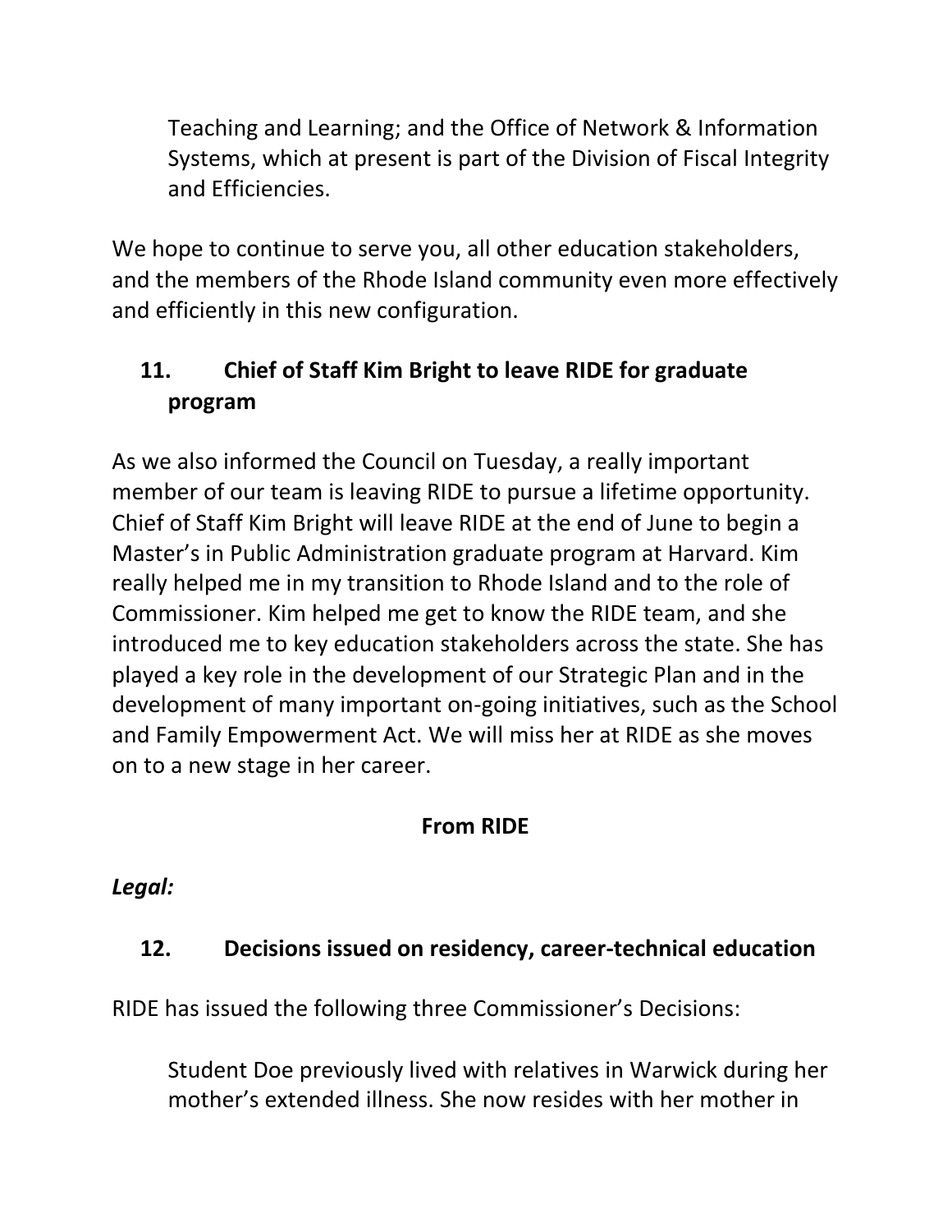Teaching and Learning; and the Office of Network & Information Systems, which at present is part of the Division of Fiscal Integrity and Efficiencies.

We hope to continue to serve you, all other education stakeholders, and the members of the Rhode Island community even more effectively and efficiently in this new configuration.

### 11. Chief of Staff Kim Bright to leave RIDE for graduate program

As we also informed the Council on Tuesday, a really important member of our team is leaving RIDE to pursue a lifetime opportunity. Chief of Staff Kim Bright will leave RIDE at the end of June to begin a Master's in Public Administration graduate program at Harvard. Kim really helped me in my transition to Rhode Island and to the role of Commissioner. Kim helped me get to know the RIDE team, and she introduced me to key education stakeholders across the state. She has played a key role in the development of our Strategic Plan and in the development of many important on-going initiatives, such as the School and Family Empowerment Act. We will miss her at RIDE as she moves on to a new stage in her career.

## From RIDE

***Legal:***

### 12. Decisions issued on residency, career-technical education

RIDE has issued the following three Commissioner's Decisions:

> Student Doe previously lived with relatives in Warwick during her mother's extended illness. She now resides with her mother in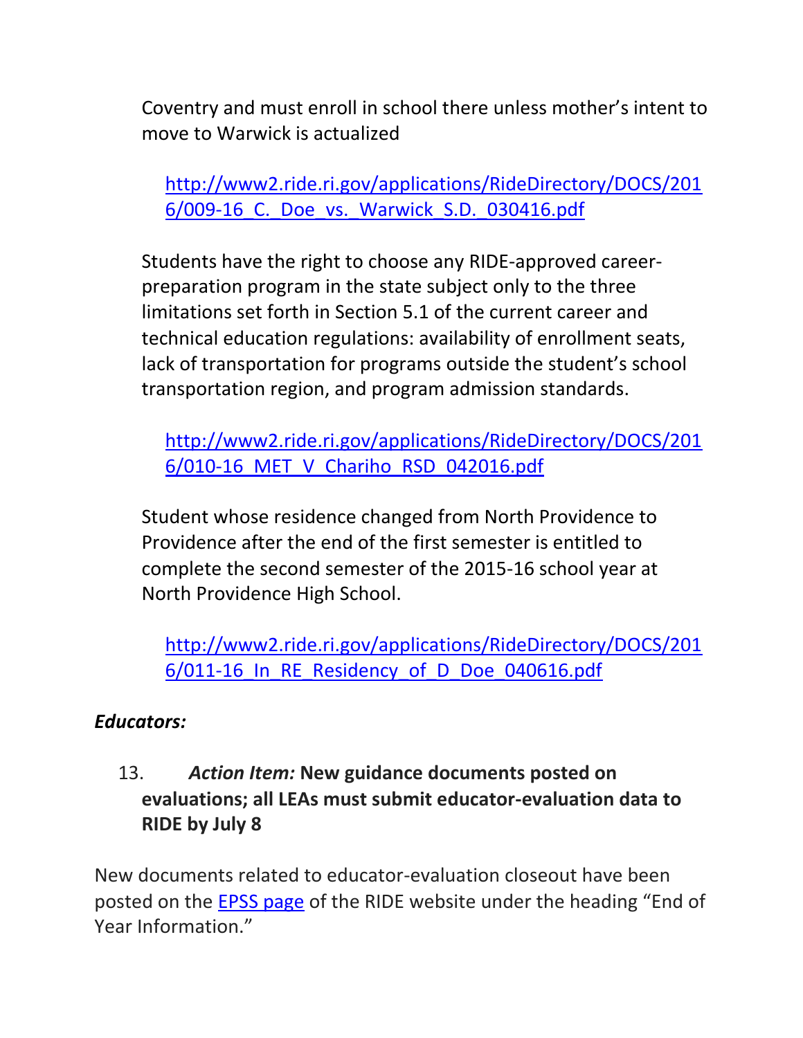Coventry and must enroll in school there unless mother's intent to move to Warwick is actualized

[http://www2.ride.ri.gov/applications/RideDirectory/DOCS/2016/009-16_C._Doe_vs._Warwick_S.D._030416.pdf](http://www2.ride.ri.gov/applications/RideDirectory/DOCS/2016/009-16_C._Doe_vs._Warwick_S.D._030416.pdf)

Students have the right to choose any RIDE-approved career-preparation program in the state subject only to the three limitations set forth in Section 5.1 of the current career and technical education regulations: availability of enrollment seats, lack of transportation for programs outside the student's school transportation region, and program admission standards.

[http://www2.ride.ri.gov/applications/RideDirectory/DOCS/2016/010-16_MET_V_Chariho_RSD_042016.pdf](http://www2.ride.ri.gov/applications/RideDirectory/DOCS/2016/010-16_MET_V_Chariho_RSD_042016.pdf)

Student whose residence changed from North Providence to Providence after the end of the first semester is entitled to complete the second semester of the 2015-16 school year at North Providence High School.

[http://www2.ride.ri.gov/applications/RideDirectory/DOCS/2016/011-16_In_RE_Residency_of_D_Doe_040616.pdf](http://www2.ride.ri.gov/applications/RideDirectory/DOCS/2016/011-16_In_RE_Residency_of_D_Doe_040616.pdf)

***Educators:***

13. *Action Item:* **New guidance documents posted on evaluations; all LEAs must submit educator-evaluation data to RIDE by July 8**

New documents related to educator-evaluation closeout have been posted on the EPSS page of the RIDE website under the heading "End of Year Information."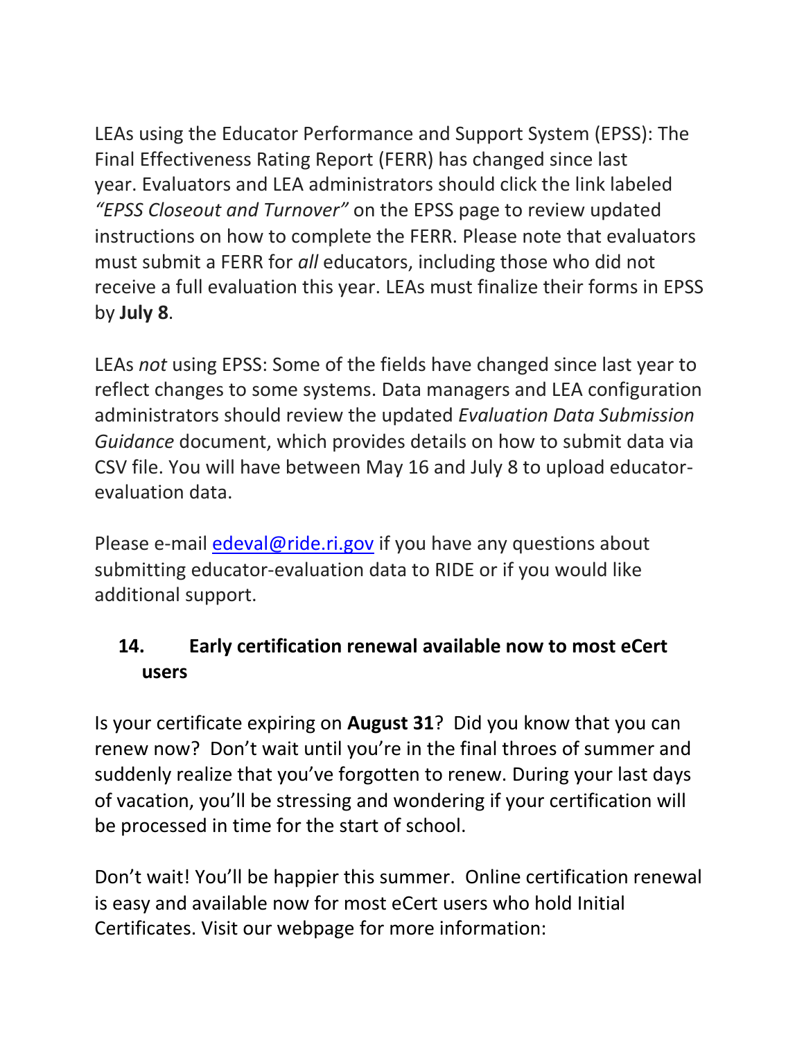LEAs using the Educator Performance and Support System (EPSS): The Final Effectiveness Rating Report (FERR) has changed since last year. Evaluators and LEA administrators should click the link labeled *"EPSS Closeout and Turnover"* on the EPSS page to review updated instructions on how to complete the FERR. Please note that evaluators must submit a FERR for *all* educators, including those who did not receive a full evaluation this year. LEAs must finalize their forms in EPSS by **July 8**.

LEAs *not* using EPSS: Some of the fields have changed since last year to reflect changes to some systems. Data managers and LEA configuration administrators should review the updated *Evaluation Data Submission Guidance* document, which provides details on how to submit data via CSV file. You will have between May 16 and July 8 to upload educator-evaluation data.

Please e-mail [edeval@ride.ri.gov](mailto:edeval@ride.ri.gov) if you have any questions about submitting educator-evaluation data to RIDE or if you would like additional support.

### 14. Early certification renewal available now to most eCert users

Is your certificate expiring on **August 31**? Did you know that you can renew now? Don't wait until you're in the final throes of summer and suddenly realize that you've forgotten to renew. During your last days of vacation, you'll be stressing and wondering if your certification will be processed in time for the start of school.

Don't wait! You'll be happier this summer. Online certification renewal is easy and available now for most eCert users who hold Initial Certificates. Visit our webpage for more information: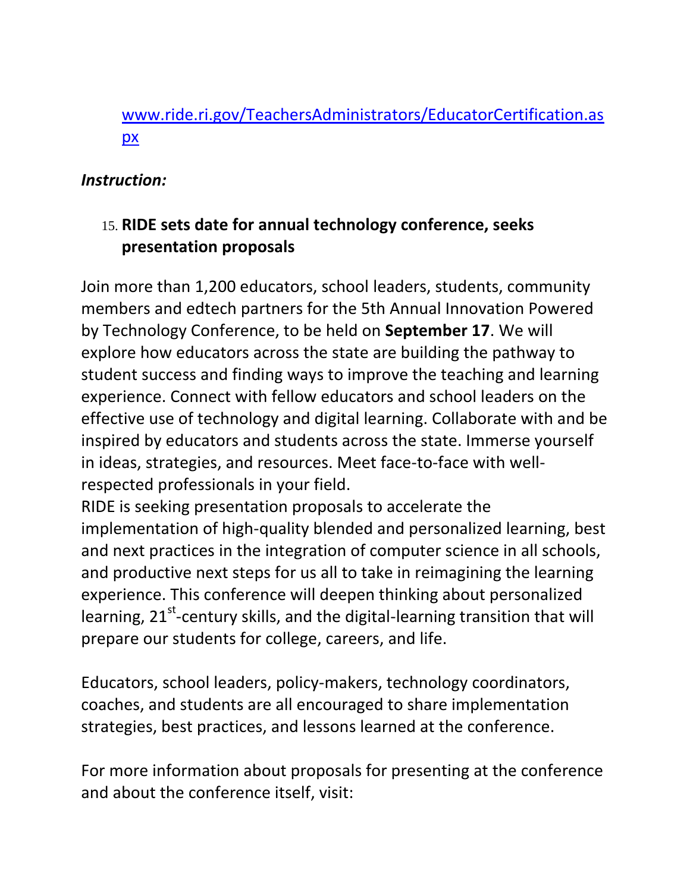[www.ride.ri.gov/TeachersAdministrators/EducatorCertification.aspx](http://www.ride.ri.gov/TeachersAdministrators/EducatorCertification.aspx)

***Instruction:***

15. **RIDE sets date for annual technology conference, seeks presentation proposals**

Join more than 1,200 educators, school leaders, students, community members and edtech partners for the 5th Annual Innovation Powered by Technology Conference, to be held on **September 17**. We will explore how educators across the state are building the pathway to student success and finding ways to improve the teaching and learning experience. Connect with fellow educators and school leaders on the effective use of technology and digital learning. Collaborate with and be inspired by educators and students across the state. Immerse yourself in ideas, strategies, and resources. Meet face-to-face with well-respected professionals in your field.
RIDE is seeking presentation proposals to accelerate the implementation of high-quality blended and personalized learning, best and next practices in the integration of computer science in all schools, and productive next steps for us all to take in reimagining the learning experience. This conference will deepen thinking about personalized learning, 21st-century skills, and the digital-learning transition that will prepare our students for college, careers, and life.

Educators, school leaders, policy-makers, technology coordinators, coaches, and students are all encouraged to share implementation strategies, best practices, and lessons learned at the conference.

For more information about proposals for presenting at the conference and about the conference itself, visit: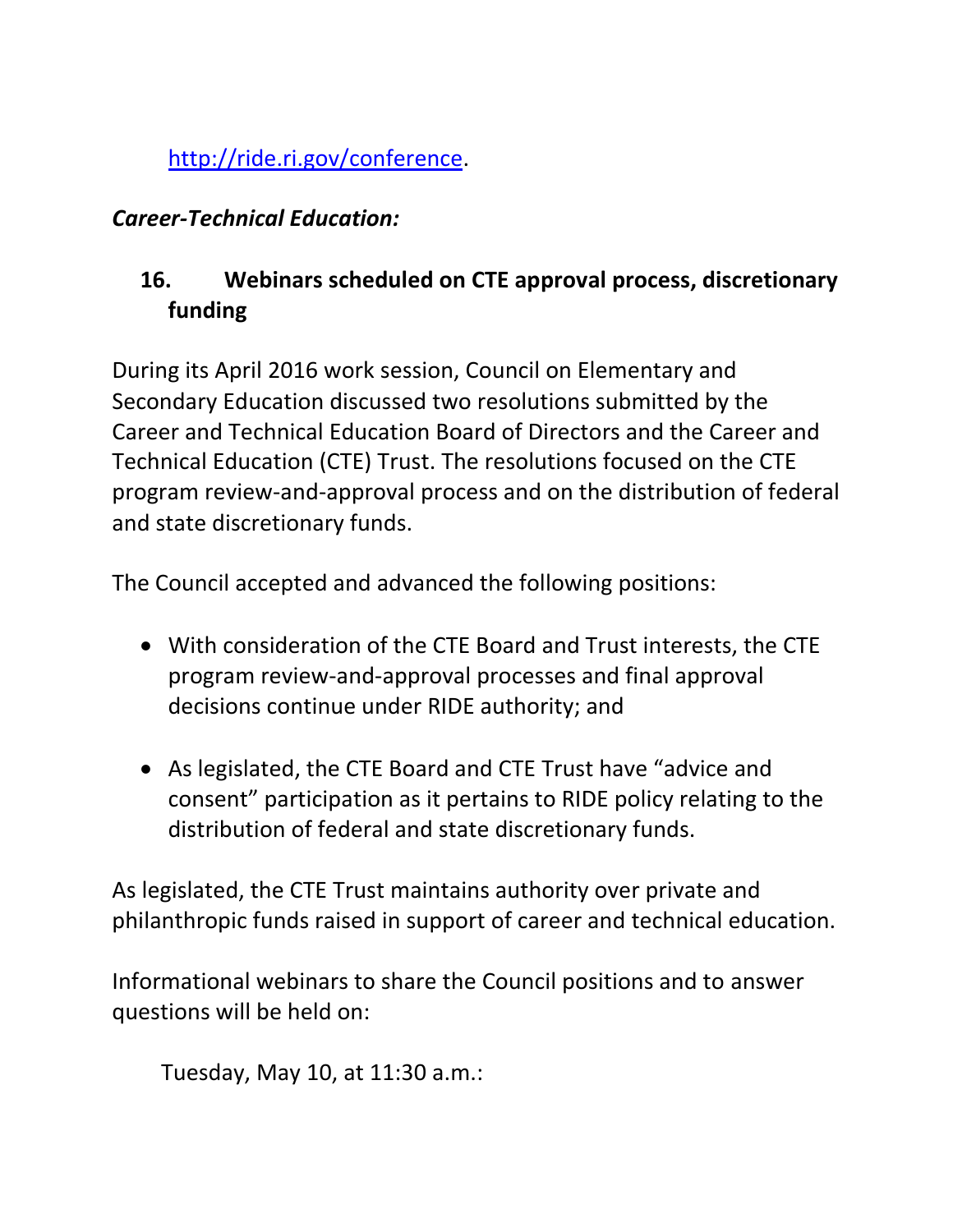http://ride.ri.gov/conference.

***Career-Technical Education:***

### 16. Webinars scheduled on CTE approval process, discretionary funding

During its April 2016 work session, Council on Elementary and Secondary Education discussed two resolutions submitted by the Career and Technical Education Board of Directors and the Career and Technical Education (CTE) Trust. The resolutions focused on the CTE program review-and-approval process and on the distribution of federal and state discretionary funds.

The Council accepted and advanced the following positions:

- With consideration of the CTE Board and Trust interests, the CTE program review-and-approval processes and final approval decisions continue under RIDE authority; and
- As legislated, the CTE Board and CTE Trust have "advice and consent" participation as it pertains to RIDE policy relating to the distribution of federal and state discretionary funds.

As legislated, the CTE Trust maintains authority over private and philanthropic funds raised in support of career and technical education.

Informational webinars to share the Council positions and to answer questions will be held on:

Tuesday, May 10, at 11:30 a.m.: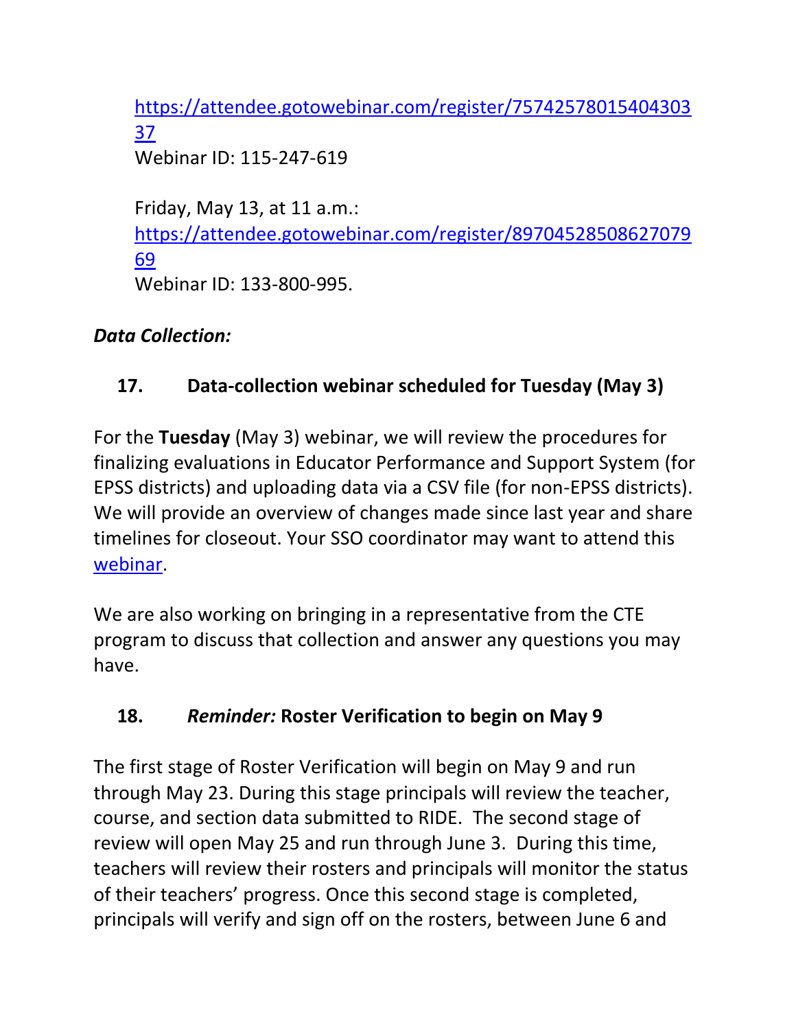https://attendee.gotowebinar.com/register/7574257801540430337
Webinar ID: 115-247-619

Friday, May 13, at 11 a.m.:
https://attendee.gotowebinar.com/register/8970452850862707969
Webinar ID: 133-800-995.

***Data Collection:***

**17. Data-collection webinar scheduled for Tuesday (May 3)**

For the **Tuesday** (May 3) webinar, we will review the procedures for finalizing evaluations in Educator Performance and Support System (for EPSS districts) and uploading data via a CSV file (for non-EPSS districts). We will provide an overview of changes made since last year and share timelines for closeout. Your SSO coordinator may want to attend this webinar.

We are also working on bringing in a representative from the CTE program to discuss that collection and answer any questions you may have.

**18. *Reminder:* Roster Verification to begin on May 9**

The first stage of Roster Verification will begin on May 9 and run through May 23. During this stage principals will review the teacher, course, and section data submitted to RIDE. The second stage of review will open May 25 and run through June 3. During this time, teachers will review their rosters and principals will monitor the status of their teachers' progress. Once this second stage is completed, principals will verify and sign off on the rosters, between June 6 and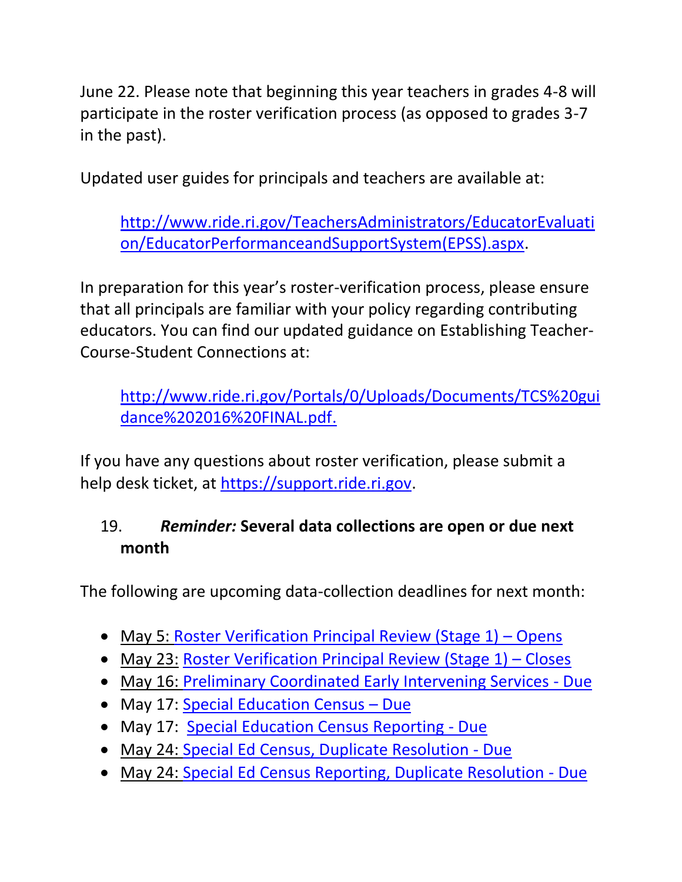June 22. Please note that beginning this year teachers in grades 4-8 will participate in the roster verification process (as opposed to grades 3-7 in the past).

Updated user guides for principals and teachers are available at:

> http://www.ride.ri.gov/TeachersAdministrators/EducatorEvaluation/EducatorPerformanceandSupportSystem(EPSS).aspx.

In preparation for this year's roster-verification process, please ensure that all principals are familiar with your policy regarding contributing educators. You can find our updated guidance on Establishing Teacher-Course-Student Connections at:

> http://www.ride.ri.gov/Portals/0/Uploads/Documents/TCS%20guidance%202016%20FINAL.pdf.

If you have any questions about roster verification, please submit a help desk ticket, at https://support.ride.ri.gov.

19. ***Reminder:* Several data collections are open or due next month**

The following are upcoming data-collection deadlines for next month:

- May 5: Roster Verification Principal Review (Stage 1) – Opens
- May 23: Roster Verification Principal Review (Stage 1) – Closes
- May 16: Preliminary Coordinated Early Intervening Services - Due
- May 17: Special Education Census – Due
- May 17: Special Education Census Reporting - Due
- May 24: Special Ed Census, Duplicate Resolution - Due
- May 24: Special Ed Census Reporting, Duplicate Resolution - Due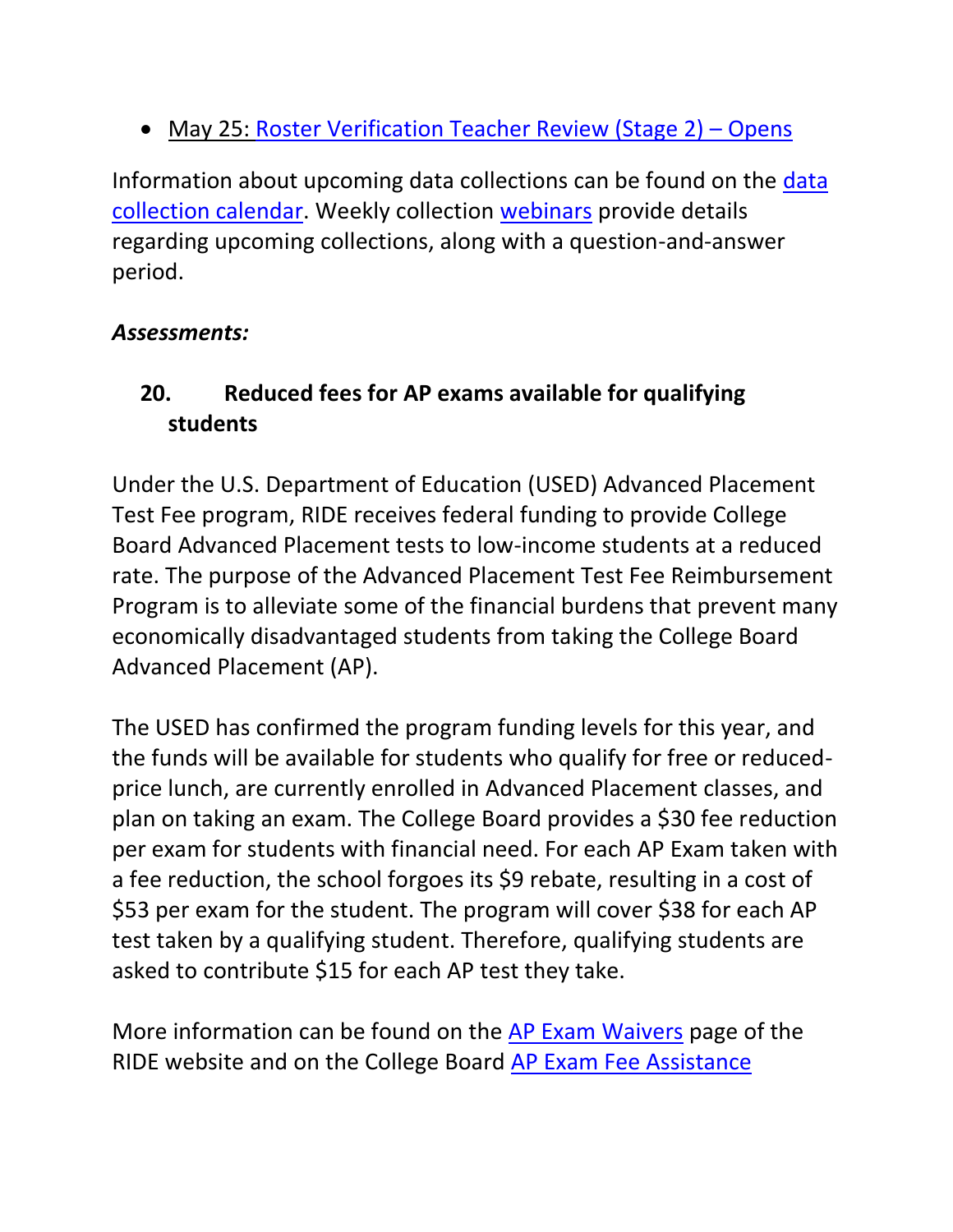- May 25: Roster Verification Teacher Review (Stage 2) – Opens

Information about upcoming data collections can be found on the data collection calendar. Weekly collection webinars provide details regarding upcoming collections, along with a question-and-answer period.

***Assessments:***

### 20. Reduced fees for AP exams available for qualifying students

Under the U.S. Department of Education (USED) Advanced Placement Test Fee program, RIDE receives federal funding to provide College Board Advanced Placement tests to low-income students at a reduced rate. The purpose of the Advanced Placement Test Fee Reimbursement Program is to alleviate some of the financial burdens that prevent many economically disadvantaged students from taking the College Board Advanced Placement (AP).

The USED has confirmed the program funding levels for this year, and the funds will be available for students who qualify for free or reduced-price lunch, are currently enrolled in Advanced Placement classes, and plan on taking an exam. The College Board provides a $30 fee reduction per exam for students with financial need. For each AP Exam taken with a fee reduction, the school forgoes its $9 rebate, resulting in a cost of $53 per exam for the student. The program will cover $38 for each AP test taken by a qualifying student. Therefore, qualifying students are asked to contribute $15 for each AP test they take.

More information can be found on the AP Exam Waivers page of the RIDE website and on the College Board AP Exam Fee Assistance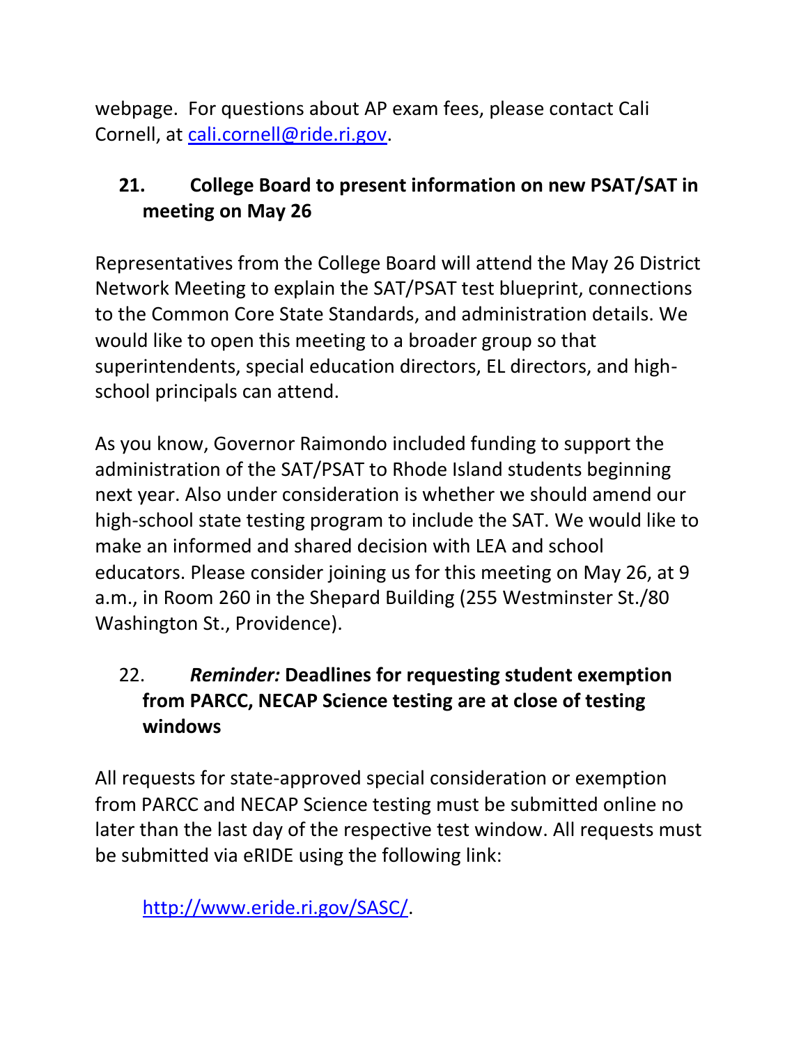webpage. For questions about AP exam fees, please contact Cali Cornell, at [cali.cornell@ride.ri.gov](mailto:cali.cornell@ride.ri.gov).

### 21. College Board to present information on new PSAT/SAT in meeting on May 26

Representatives from the College Board will attend the May 26 District Network Meeting to explain the SAT/PSAT test blueprint, connections to the Common Core State Standards, and administration details. We would like to open this meeting to a broader group so that superintendents, special education directors, EL directors, and high-school principals can attend.

As you know, Governor Raimondo included funding to support the administration of the SAT/PSAT to Rhode Island students beginning next year. Also under consideration is whether we should amend our high-school state testing program to include the SAT. We would like to make an informed and shared decision with LEA and school educators. Please consider joining us for this meeting on May 26, at 9 a.m., in Room 260 in the Shepard Building (255 Westminster St./80 Washington St., Providence).

### 22. *Reminder:* Deadlines for requesting student exemption from PARCC, NECAP Science testing are at close of testing windows

All requests for state-approved special consideration or exemption from PARCC and NECAP Science testing must be submitted online no later than the last day of the respective test window. All requests must be submitted via eRIDE using the following link:

> [http://www.eride.ri.gov/SASC/](http://www.eride.ri.gov/SASC/).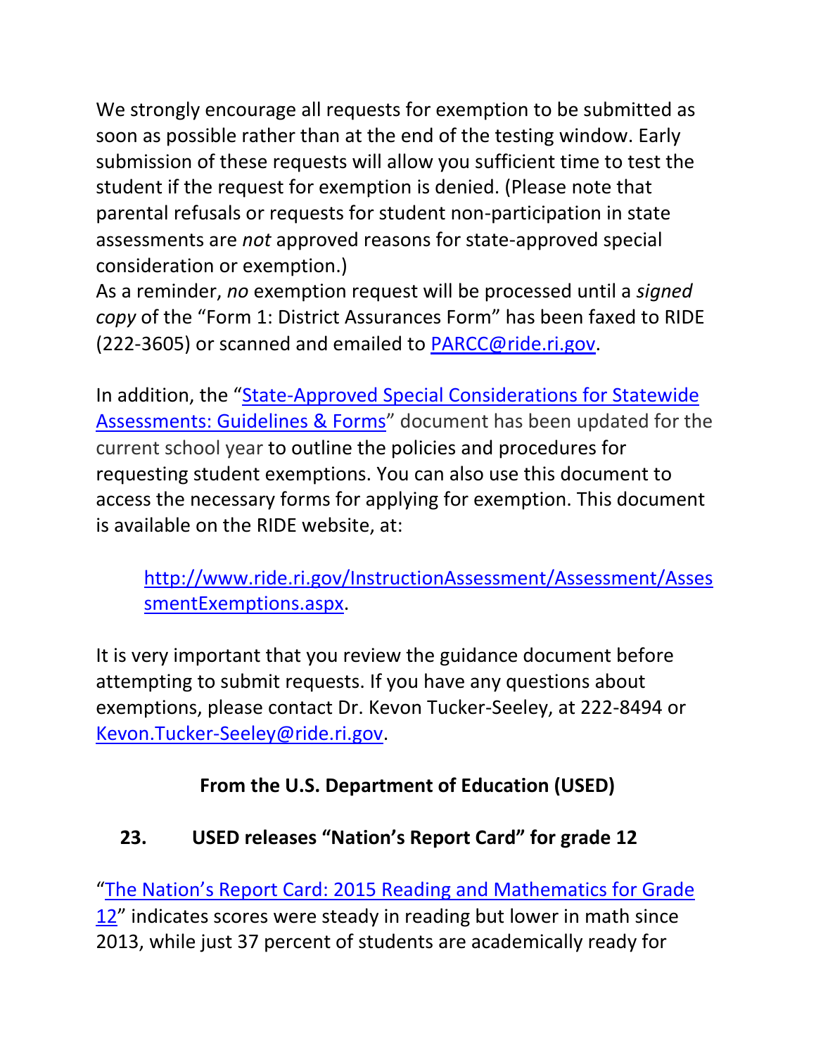We strongly encourage all requests for exemption to be submitted as soon as possible rather than at the end of the testing window. Early submission of these requests will allow you sufficient time to test the student if the request for exemption is denied. (Please note that parental refusals or requests for student non-participation in state assessments are *not* approved reasons for state-approved special consideration or exemption.)

As a reminder, *no* exemption request will be processed until a *signed copy* of the "Form 1: District Assurances Form" has been faxed to RIDE (222-3605) or scanned and emailed to [PARCC@ride.ri.gov](mailto:PARCC@ride.ri.gov).

In addition, the "[State-Approved Special Considerations for Statewide Assessments: Guidelines & Forms](http://www.ride.ri.gov/InstructionAssessment/Assessment/AssessmentExemptions.aspx)" document has been updated for the current school year to outline the policies and procedures for requesting student exemptions. You can also use this document to access the necessary forms for applying for exemption. This document is available on the RIDE website, at:

> [http://www.ride.ri.gov/InstructionAssessment/Assessment/AssessmentExemptions.aspx](http://www.ride.ri.gov/InstructionAssessment/Assessment/AssessmentExemptions.aspx).

It is very important that you review the guidance document before attempting to submit requests. If you have any questions about exemptions, please contact Dr. Kevon Tucker-Seeley, at 222-8494 or [Kevon.Tucker-Seeley@ride.ri.gov](mailto:Kevon.Tucker-Seeley@ride.ri.gov).

## From the U.S. Department of Education (USED)

### 23. USED releases "Nation's Report Card" for grade 12

"The Nation's Report Card: 2015 Reading and Mathematics for Grade 12" indicates scores were steady in reading but lower in math since 2013, while just 37 percent of students are academically ready for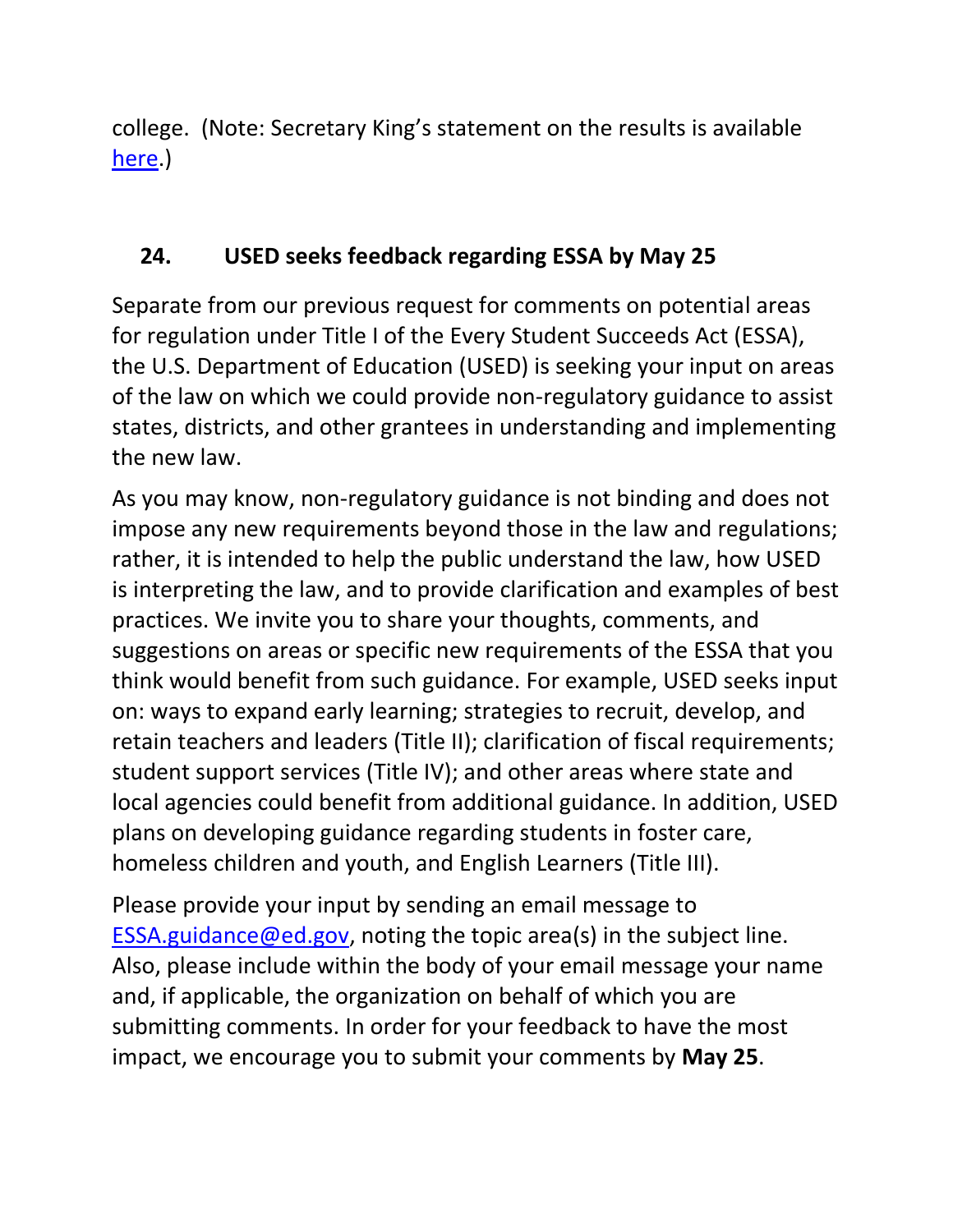college. (Note: Secretary King's statement on the results is available [here](#).)

## 24. USED seeks feedback regarding ESSA by May 25

Separate from our previous request for comments on potential areas for regulation under Title I of the Every Student Succeeds Act (ESSA), the U.S. Department of Education (USED) is seeking your input on areas of the law on which we could provide non-regulatory guidance to assist states, districts, and other grantees in understanding and implementing the new law.

As you may know, non-regulatory guidance is not binding and does not impose any new requirements beyond those in the law and regulations; rather, it is intended to help the public understand the law, how USED is interpreting the law, and to provide clarification and examples of best practices. We invite you to share your thoughts, comments, and suggestions on areas or specific new requirements of the ESSA that you think would benefit from such guidance. For example, USED seeks input on: ways to expand early learning; strategies to recruit, develop, and retain teachers and leaders (Title II); clarification of fiscal requirements; student support services (Title IV); and other areas where state and local agencies could benefit from additional guidance. In addition, USED plans on developing guidance regarding students in foster care, homeless children and youth, and English Learners (Title III).

Please provide your input by sending an email message to [ESSA.guidance@ed.gov](mailto:ESSA.guidance@ed.gov), noting the topic area(s) in the subject line. Also, please include within the body of your email message your name and, if applicable, the organization on behalf of which you are submitting comments. In order for your feedback to have the most impact, we encourage you to submit your comments by **May 25**.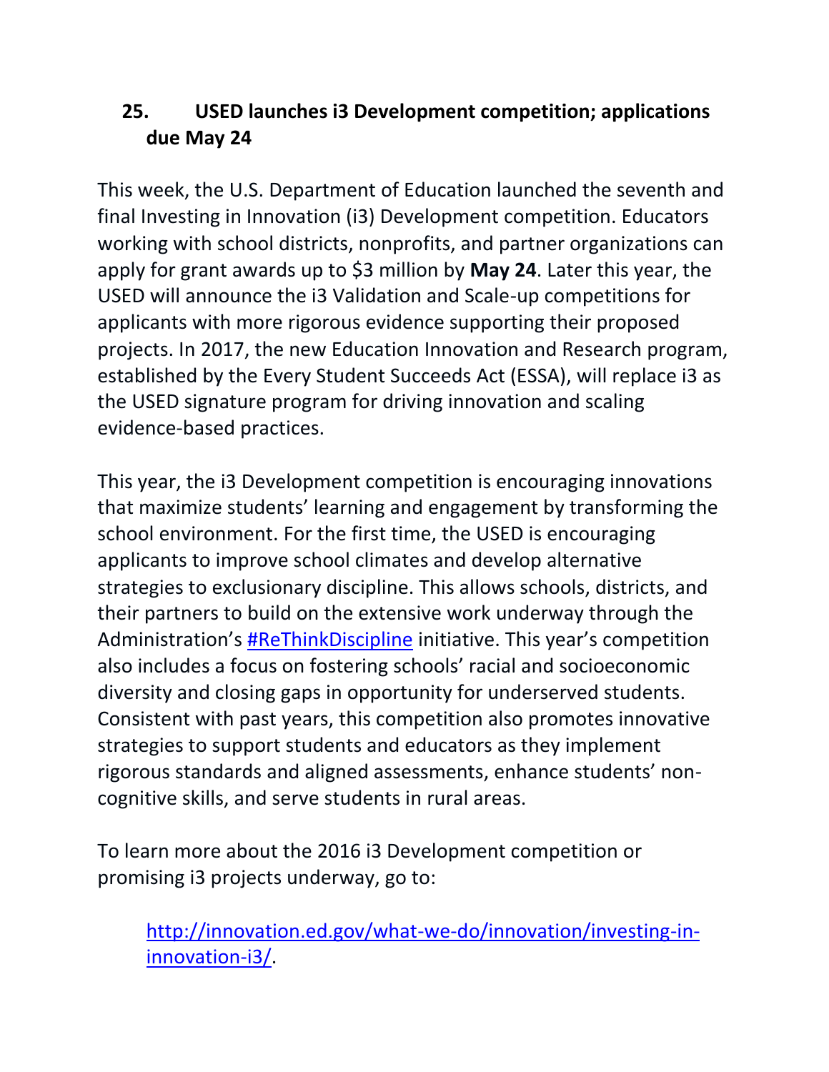## 25. USED launches i3 Development competition; applications due May 24

This week, the U.S. Department of Education launched the seventh and final Investing in Innovation (i3) Development competition. Educators working with school districts, nonprofits, and partner organizations can apply for grant awards up to $3 million by **May 24**. Later this year, the USED will announce the i3 Validation and Scale-up competitions for applicants with more rigorous evidence supporting their proposed projects. In 2017, the new Education Innovation and Research program, established by the Every Student Succeeds Act (ESSA), will replace i3 as the USED signature program for driving innovation and scaling evidence-based practices.

This year, the i3 Development competition is encouraging innovations that maximize students' learning and engagement by transforming the school environment. For the first time, the USED is encouraging applicants to improve school climates and develop alternative strategies to exclusionary discipline. This allows schools, districts, and their partners to build on the extensive work underway through the Administration's [#ReThinkDiscipline]() initiative. This year's competition also includes a focus on fostering schools' racial and socioeconomic diversity and closing gaps in opportunity for underserved students. Consistent with past years, this competition also promotes innovative strategies to support students and educators as they implement rigorous standards and aligned assessments, enhance students' non-cognitive skills, and serve students in rural areas.

To learn more about the 2016 i3 Development competition or promising i3 projects underway, go to:

> [http://innovation.ed.gov/what-we-do/innovation/investing-in-innovation-i3/](http://innovation.ed.gov/what-we-do/innovation/investing-in-innovation-i3/).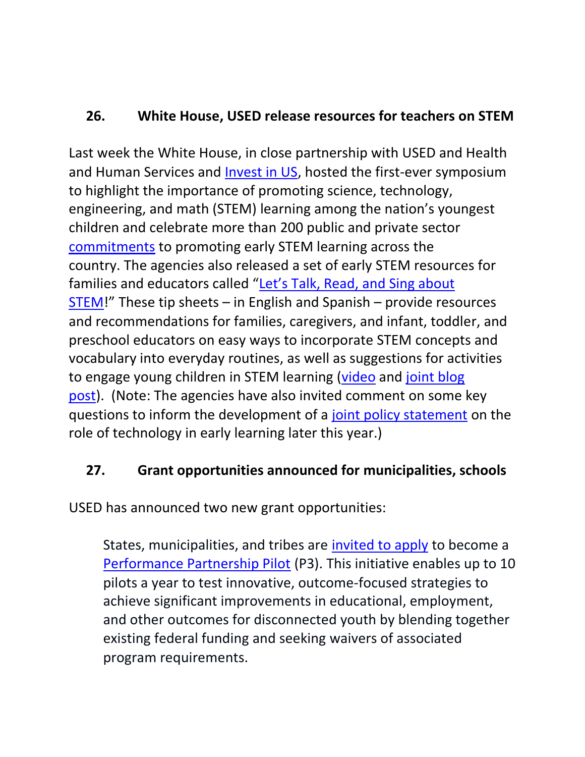## 26. White House, USED release resources for teachers on STEM

Last week the White House, in close partnership with USED and Health and Human Services and Invest in US, hosted the first-ever symposium to highlight the importance of promoting science, technology, engineering, and math (STEM) learning among the nation's youngest children and celebrate more than 200 public and private sector commitments to promoting early STEM learning across the country. The agencies also released a set of early STEM resources for families and educators called "Let's Talk, Read, and Sing about STEM!" These tip sheets – in English and Spanish – provide resources and recommendations for families, caregivers, and infant, toddler, and preschool educators on easy ways to incorporate STEM concepts and vocabulary into everyday routines, as well as suggestions for activities to engage young children in STEM learning (video and joint blog post). (Note: The agencies have also invited comment on some key questions to inform the development of a joint policy statement on the role of technology in early learning later this year.)

## 27. Grant opportunities announced for municipalities, schools

USED has announced two new grant opportunities:

> States, municipalities, and tribes are invited to apply to become a Performance Partnership Pilot (P3). This initiative enables up to 10 pilots a year to test innovative, outcome-focused strategies to achieve significant improvements in educational, employment, and other outcomes for disconnected youth by blending together existing federal funding and seeking waivers of associated program requirements.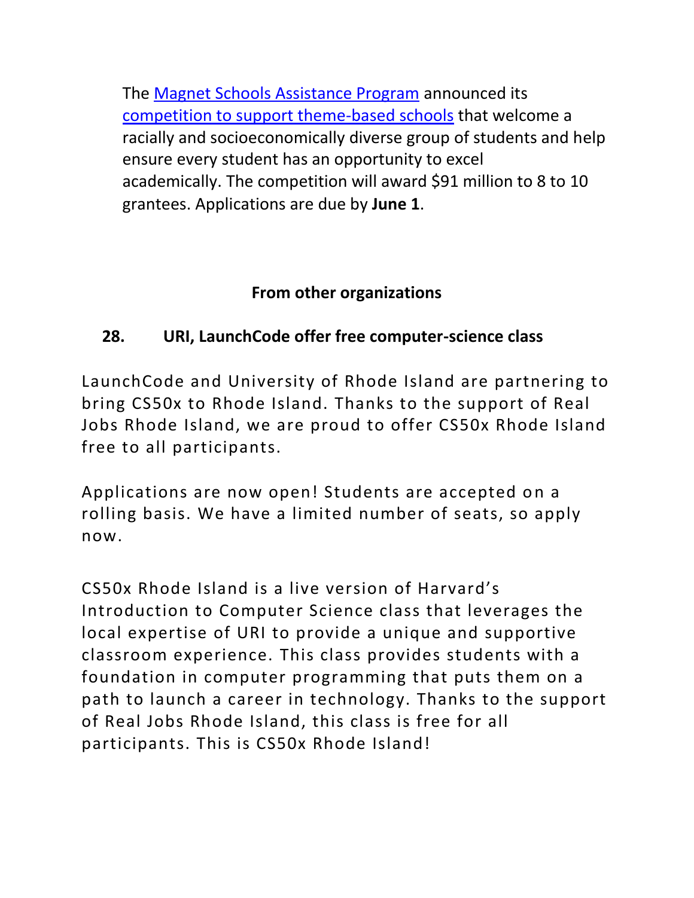The [Magnet Schools Assistance Program](#) announced its [competition to support theme-based schools](#) that welcome a racially and socioeconomically diverse group of students and help ensure every student has an opportunity to excel academically. The competition will award $91 million to 8 to 10 grantees. Applications are due by **June 1**.

## From other organizations

### 28. URI, LaunchCode offer free computer-science class

LaunchCode and University of Rhode Island are partnering to bring CS50x to Rhode Island. Thanks to the support of Real Jobs Rhode Island, we are proud to offer CS50x Rhode Island free to all participants.

Applications are now open! Students are accepted on a rolling basis. We have a limited number of seats, so apply now.

CS50x Rhode Island is a live version of Harvard's Introduction to Computer Science class that leverages the local expertise of URI to provide a unique and supportive classroom experience. This class provides students with a foundation in computer programming that puts them on a path to launch a career in technology. Thanks to the support of Real Jobs Rhode Island, this class is free for all participants. This is CS50x Rhode Island!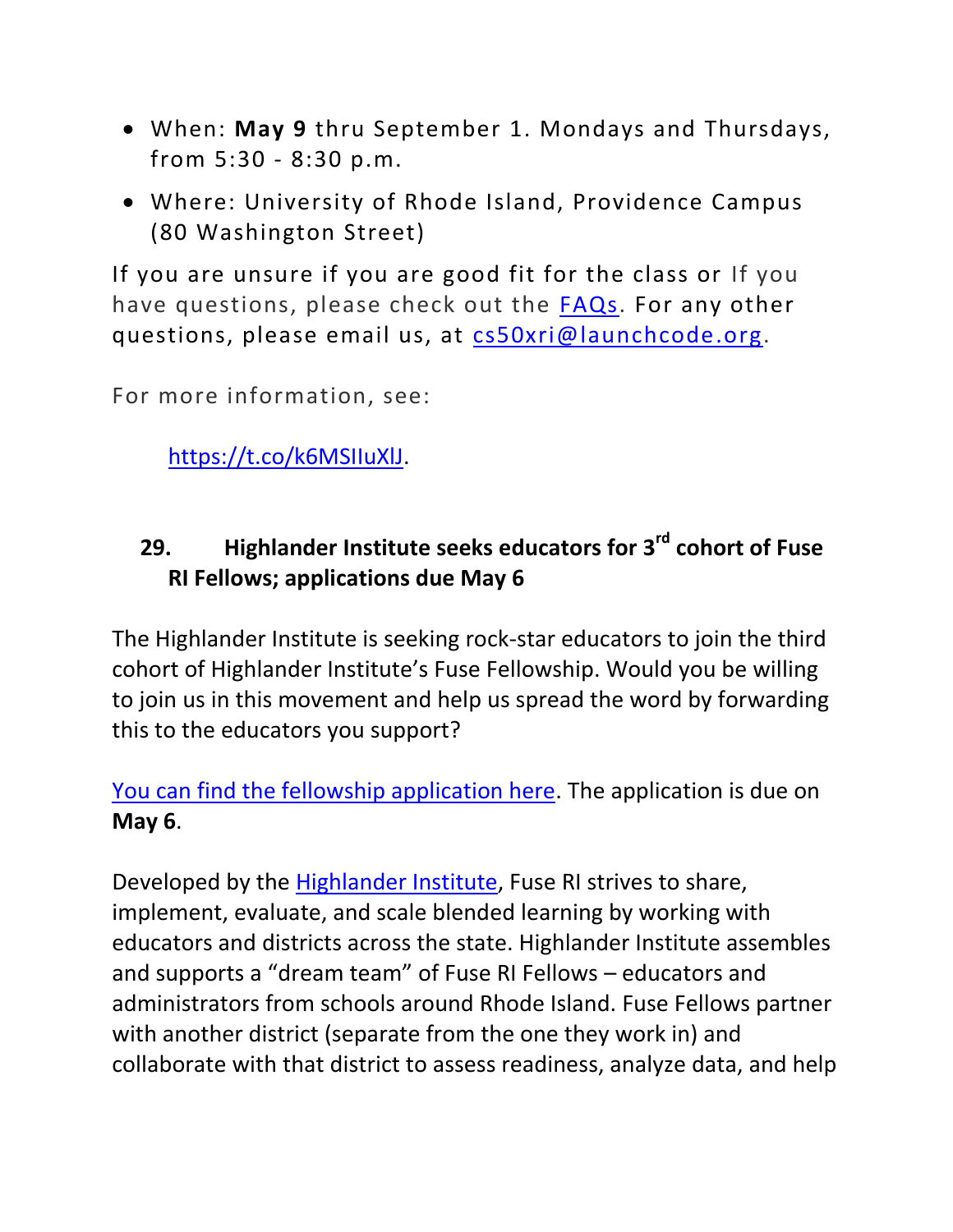- When: **May 9** thru September 1. Mondays and Thursdays, from 5:30 - 8:30 p.m.
- Where: University of Rhode Island, Providence Campus (80 Washington Street)

If you are unsure if you are good fit for the class or If you have questions, please check out the FAQs. For any other questions, please email us, at cs50xri@launchcode.org.

For more information, see:

https://t.co/k6MSIIuXlJ.

## 29. Highlander Institute seeks educators for 3rd cohort of Fuse RI Fellows; applications due May 6

The Highlander Institute is seeking rock-star educators to join the third cohort of Highlander Institute's Fuse Fellowship. Would you be willing to join us in this movement and help us spread the word by forwarding this to the educators you support?

You can find the fellowship application here. The application is due on **May 6**.

Developed by the Highlander Institute, Fuse RI strives to share, implement, evaluate, and scale blended learning by working with educators and districts across the state. Highlander Institute assembles and supports a "dream team" of Fuse RI Fellows – educators and administrators from schools around Rhode Island. Fuse Fellows partner with another district (separate from the one they work in) and collaborate with that district to assess readiness, analyze data, and help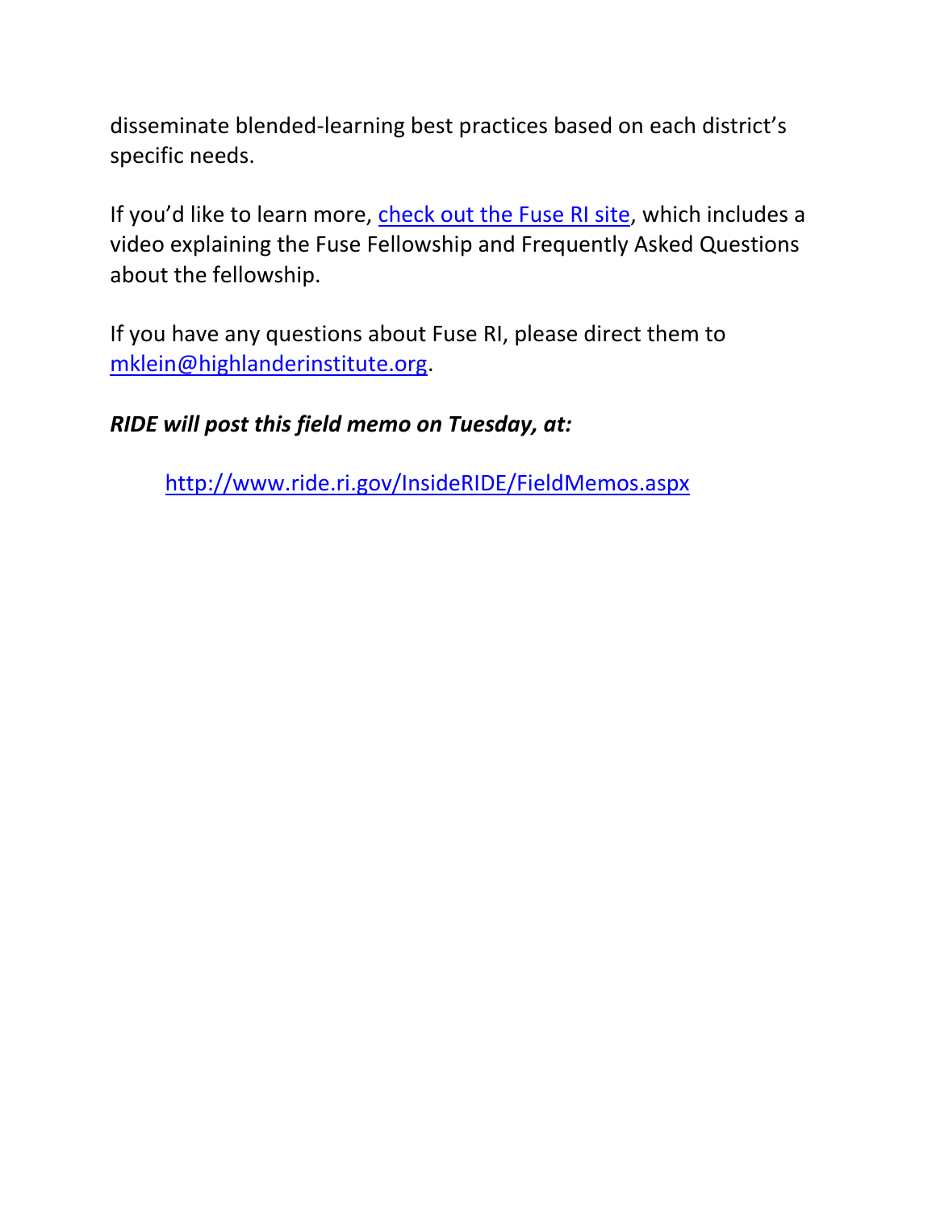disseminate blended-learning best practices based on each district's specific needs.

If you'd like to learn more, check out the Fuse RI site, which includes a video explaining the Fuse Fellowship and Frequently Asked Questions about the fellowship.

If you have any questions about Fuse RI, please direct them to mklein@highlanderinstitute.org.

***RIDE will post this field memo on Tuesday, at:***

http://www.ride.ri.gov/InsideRIDE/FieldMemos.aspx